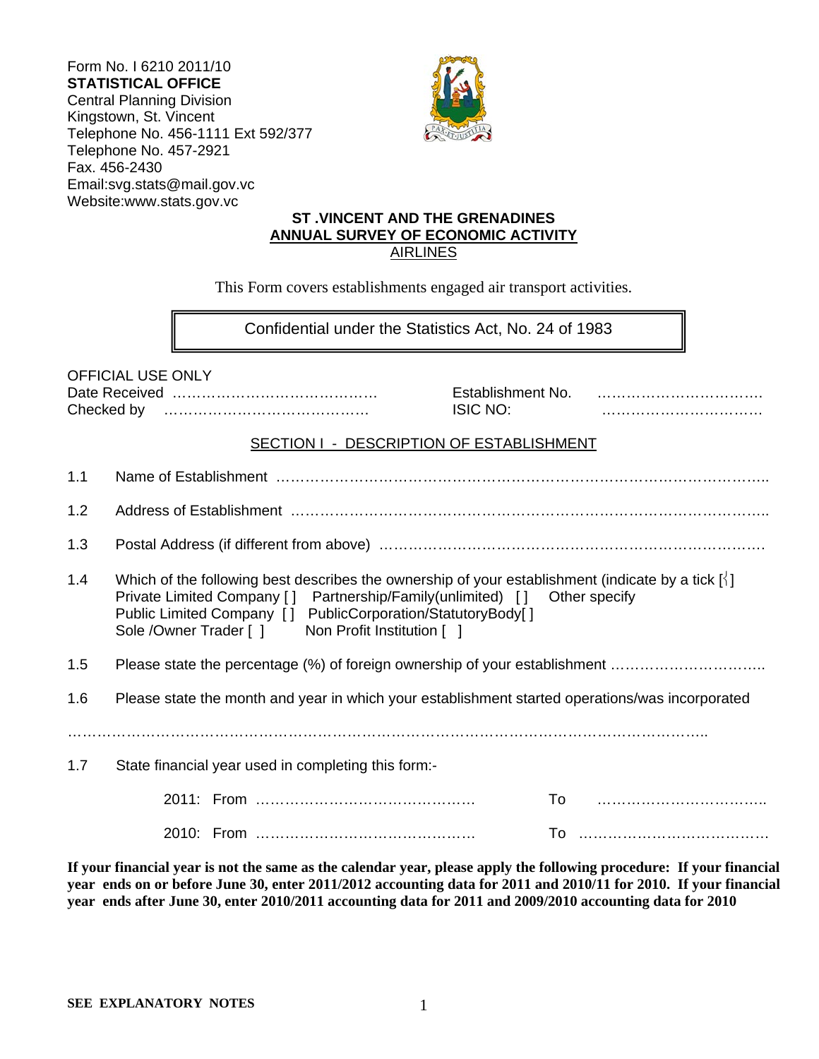Form No. I 6210 2011/10
**STATISTICAL OFFICE**
Central Planning Division
Kingstown, St. Vincent
Telephone No. 456-1111 Ext 592/377
Telephone No. 457-2921
Fax. 456-2430
Email:svg.stats@mail.gov.vc
Website:www.stats.gov.vc

## ST .VINCENT AND THE GRENADINES
## ANNUAL SURVEY OF ECONOMIC ACTIVITY
### AIRLINES

This Form covers establishments engaged air transport activities.

> Confidential under the Statistics Act, No. 24 of 1983

OFFICIAL USE ONLY
Date Received …………………………………… Establishment No. …………………………….
Checked by …………………………………… ISIC NO: ……………………………

### SECTION I - DESCRIPTION OF ESTABLISHMENT

1.1 Name of Establishment ………………………………………………………………………………………..

1.2 Address of Establishment ……………………………………………………………………………………..

1.3 Postal Address (if different from above) ……………………………………………………………………

1.4 Which of the following best describes the ownership of your establishment (indicate by a tick [√]
Private Limited Company [ ] Partnership/Family(unlimited) [ ] Other specify
Public Limited Company [ ] PublicCorporation/StatutoryBody[ ]
Sole /Owner Trader [ ] Non Profit Institution [ ]

1.5 Please state the percentage (%) of foreign ownership of your establishment …………………………..

1.6 Please state the month and year in which your establishment started operations/was incorporated

…………………………………………………………………………………………………………………..

1.7 State financial year used in completing this form:-

2011: From ……………………………………… To ……………………………..

2010: From ……………………………………… To ………………………………….

**If your financial year is not the same as the calendar year, please apply the following procedure: If your financial year ends on or before June 30, enter 2011/2012 accounting data for 2011 and 2010/11 for 2010. If your financial year ends after June 30, enter 2010/2011 accounting data for 2011 and 2009/2010 accounting data for 2010**

**SEE EXPLANATORY NOTES**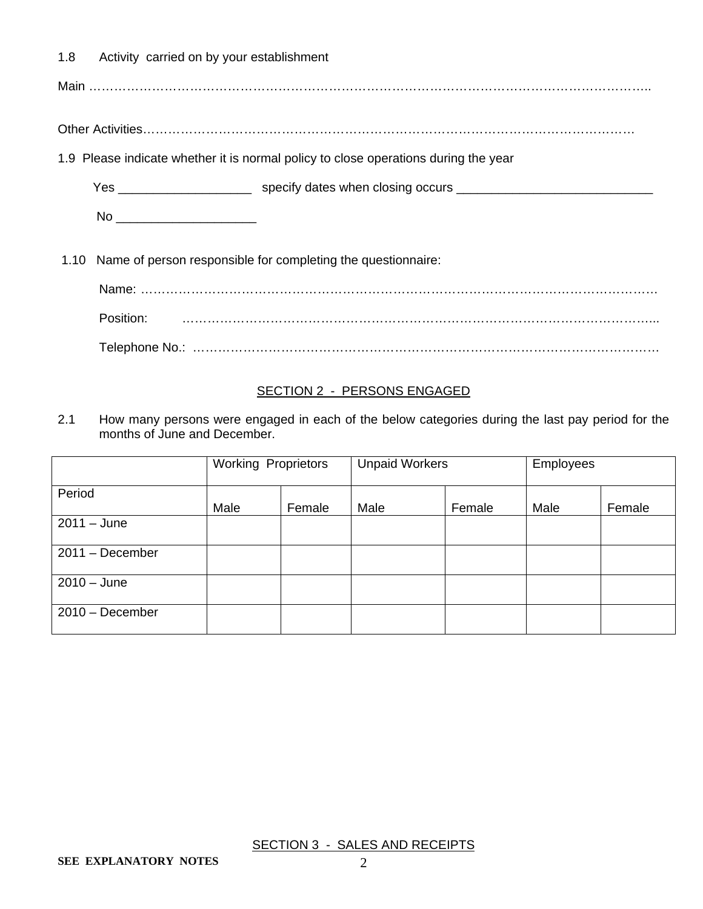1.8 Activity carried on by your establishment

Main ……………………………………………………………………………………………………………………..

Other Activities……………………………………………………………………………………………………

1.9 Please indicate whether it is normal policy to close operations during the year

Yes ___________________ specify dates when closing occurs ____________________________

No ____________________

1.10 Name of person responsible for completing the questionnaire:

Name: ……………………………………………………………………………………………………………

Position: ……………………………………………………………………………………………………...

Telephone No.: ………………………………………………………………………………………………

## SECTION 2 - PERSONS ENGAGED

2.1 How many persons were engaged in each of the below categories during the last pay period for the months of June and December.

| | Working Proprietors | | Unpaid Workers | | Employees | |
|---|---|---|---|---|---|---|
| Period | Male | Female | Male | Female | Male | Female |
| 2011 – June | | | | | | |
| 2011 – December | | | | | | |
| 2010 – June | | | | | | |
| 2010 – December | | | | | | |

## SECTION 3 - SALES AND RECEIPTS

**SEE EXPLANATORY NOTES**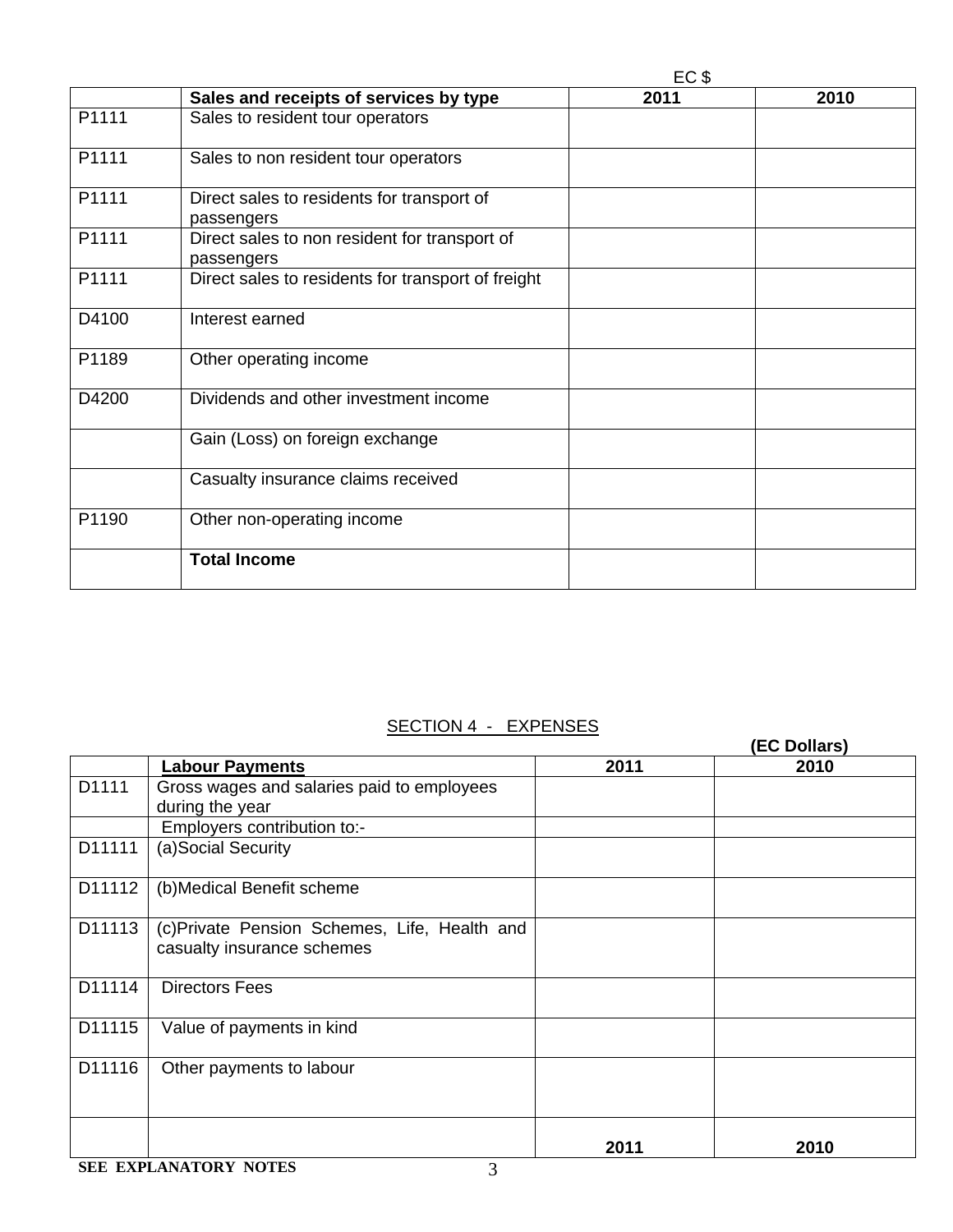EC $

| | Sales and receipts of services by type | 2011 | 2010 |
|---|---|---|---|
| P1111 | Sales to resident tour operators | | |
| P1111 | Sales to non resident tour operators | | |
| P1111 | Direct sales to residents for transport of passengers | | |
| P1111 | Direct sales to non resident for transport of passengers | | |
| P1111 | Direct sales to residents for transport of freight | | |
| D4100 | Interest earned | | |
| P1189 | Other operating income | | |
| D4200 | Dividends and other investment income | | |
| | Gain (Loss) on foreign exchange | | |
| | Casualty insurance claims received | | |
| P1190 | Other non-operating income | | |
| | **Total Income** | | |

## SECTION 4 - EXPENSES

**(EC Dollars)**

| | **Labour Payments** | 2011 | 2010 |
|---|---|---|---|
| D1111 | Gross wages and salaries paid to employees during the year | | |
| | Employers contribution to:- | | |
| D11111 | (a)Social Security | | |
| D11112 | (b)Medical Benefit scheme | | |
| D11113 | (c)Private Pension Schemes, Life, Health and casualty insurance schemes | | |
| D11114 | Directors Fees | | |
| D11115 | Value of payments in kind | | |
| D11116 | Other payments to labour | | |
| | | 2011 | 2010 |

**SEE EXPLANATORY NOTES**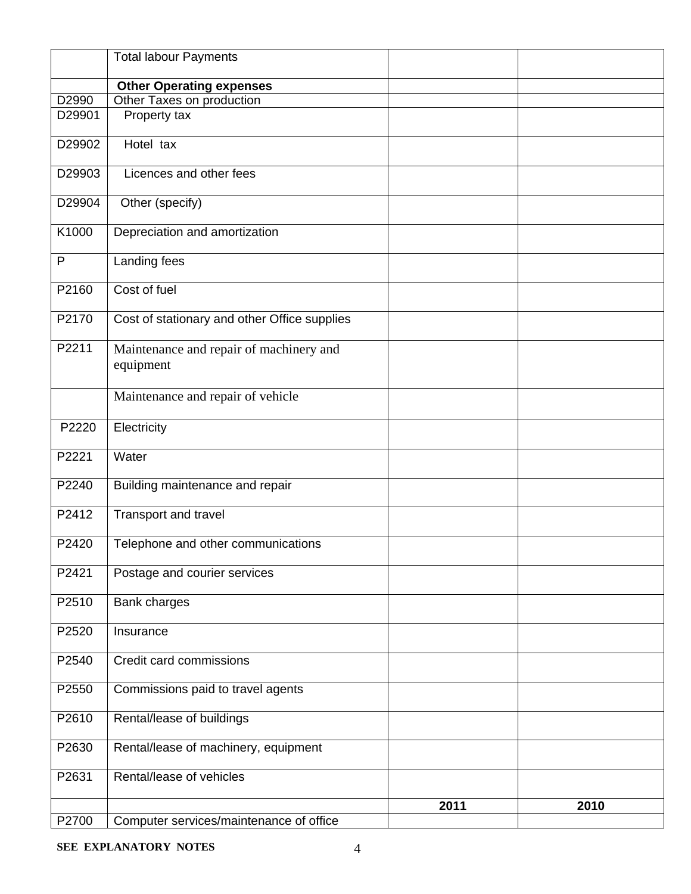| | | | |
|---|---|---|---|
| | Total labour Payments | | |
| | **Other Operating expenses** | | |
| D2990 | Other Taxes on production | | |
| D29901 | Property tax | | |
| D29902 | Hotel tax | | |
| D29903 | Licences and other fees | | |
| D29904 | Other (specify) | | |
| K1000 | Depreciation and amortization | | |
| P | Landing fees | | |
| P2160 | Cost of fuel | | |
| P2170 | Cost of stationary and other Office supplies | | |
| P2211 | Maintenance and repair of machinery and equipment | | |
| | Maintenance and repair of vehicle | | |
| P2220 | Electricity | | |
| P2221 | Water | | |
| P2240 | Building maintenance and repair | | |
| P2412 | Transport and travel | | |
| P2420 | Telephone and other communications | | |
| P2421 | Postage and courier services | | |
| P2510 | Bank charges | | |
| P2520 | Insurance | | |
| P2540 | Credit card commissions | | |
| P2550 | Commissions paid to travel agents | | |
| P2610 | Rental/lease of buildings | | |
| P2630 | Rental/lease of machinery, equipment | | |
| P2631 | Rental/lease of vehicles | | |
| | | **2011** | **2010** |
| P2700 | Computer services/maintenance of office | | |

**SEE EXPLANATORY NOTES**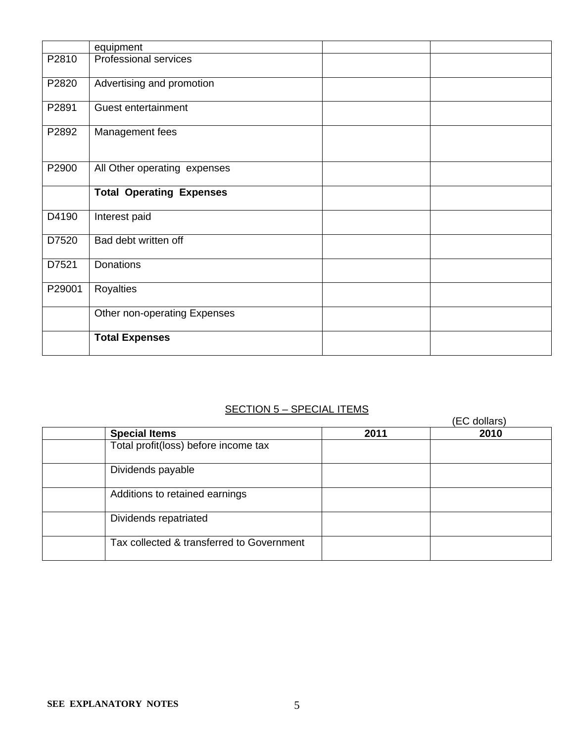|  |  |  |  |
|---|---|---|---|
|  | equipment |  |  |
| P2810 | Professional services |  |  |
| P2820 | Advertising and promotion |  |  |
| P2891 | Guest entertainment |  |  |
| P2892 | Management fees |  |  |
| P2900 | All Other operating expenses |  |  |
|  | **Total Operating Expenses** |  |  |
| D4190 | Interest paid |  |  |
| D7520 | Bad debt written off |  |  |
| D7521 | Donations |  |  |
| P29001 | Royalties |  |  |
|  | Other non-operating Expenses |  |  |
|  | **Total Expenses** |  |  |

## SECTION 5 – SPECIAL ITEMS

(EC dollars)

|  | **Special Items** | **2011** | **2010** |
|---|---|---|---|
|  | Total profit(loss) before income tax |  |  |
|  | Dividends payable |  |  |
|  | Additions to retained earnings |  |  |
|  | Dividends repatriated |  |  |
|  | Tax collected & transferred to Government |  |  |

**SEE EXPLANATORY NOTES**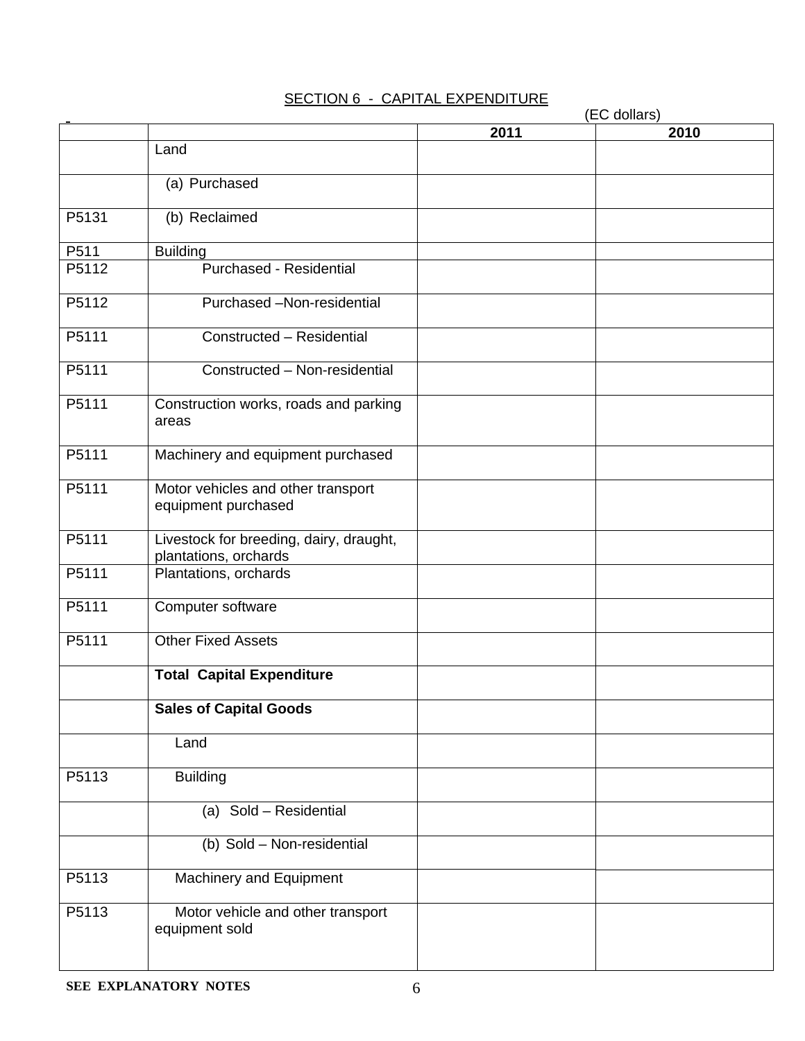## SECTION 6 - CAPITAL EXPENDITURE

(EC dollars)

| | | 2011 | 2010 |
|---|---|---|---|
| | Land | | |
| | (a) Purchased | | |
| P5131 | (b) Reclaimed | | |
| P511 | Building | | |
| P5112 | Purchased - Residential | | |
| P5112 | Purchased –Non-residential | | |
| P5111 | Constructed – Residential | | |
| P5111 | Constructed – Non-residential | | |
| P5111 | Construction works, roads and parking areas | | |
| P5111 | Machinery and equipment purchased | | |
| P5111 | Motor vehicles and other transport equipment purchased | | |
| P5111 | Livestock for breeding, dairy, draught, plantations, orchards | | |
| P5111 | Plantations, orchards | | |
| P5111 | Computer software | | |
| P5111 | Other Fixed Assets | | |
| | **Total Capital Expenditure** | | |
| | **Sales of Capital Goods** | | |
| | Land | | |
| P5113 | Building | | |
| | (a) Sold – Residential | | |
| | (b) Sold – Non-residential | | |
| P5113 | Machinery and Equipment | | |
| P5113 | Motor vehicle and other transport equipment sold | | |

**SEE EXPLANATORY NOTES**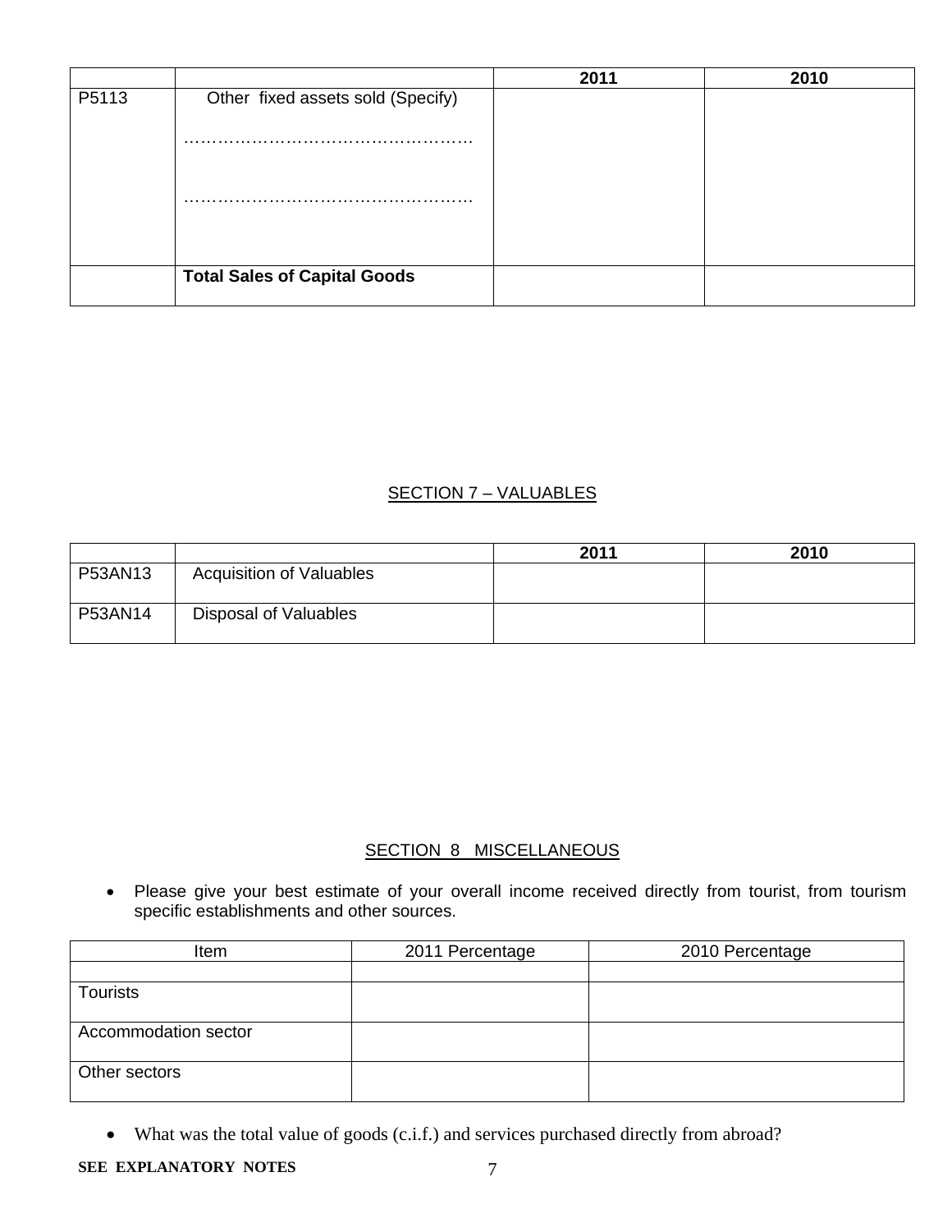| | | 2011 | 2010 |
|---|---|---|---|
| P5113 | Other fixed assets sold (Specify)<br><br>……………………………………………<br><br>…………………………………………… | | |
| | **Total Sales of Capital Goods** | | |

## SECTION 7 – VALUABLES

| | | 2011 | 2010 |
|---|---|---|---|
| P53AN13 | Acquisition of Valuables | | |
| P53AN14 | Disposal of Valuables | | |

## SECTION 8 MISCELLANEOUS

- Please give your best estimate of your overall income received directly from tourist, from tourism specific establishments and other sources.

| Item | 2011 Percentage | 2010 Percentage |
|---|---|---|
| | | |
| Tourists | | |
| Accommodation sector | | |
| Other sectors | | |

- What was the total value of goods (c.i.f.) and services purchased directly from abroad?

**SEE EXPLANATORY NOTES**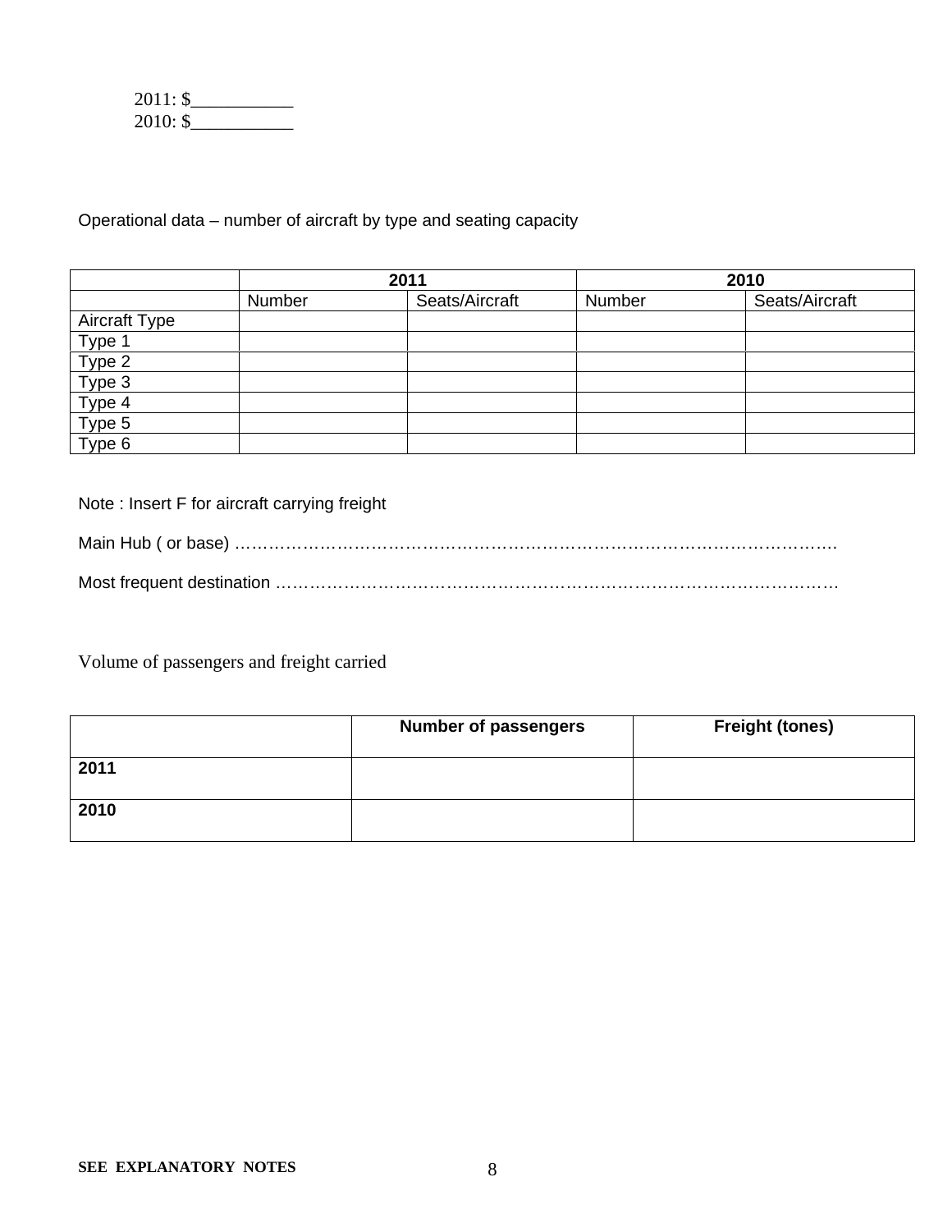2011: $___________
2010: $___________

Operational data – number of aircraft by type and seating capacity

| | 2011 | | 2010 | |
|---|---|---|---|---|
| | Number | Seats/Aircraft | Number | Seats/Aircraft |
| Aircraft Type | | | | |
| Type 1 | | | | |
| Type 2 | | | | |
| Type 3 | | | | |
| Type 4 | | | | |
| Type 5 | | | | |
| Type 6 | | | | |

Note : Insert F for aircraft carrying freight

Main Hub ( or base) ……………………………………………………………………………………….

Most frequent destination ……………………………………………………………………………………

Volume of passengers and freight carried

| | Number of passengers | Freight (tones) |
|---|---|---|
| **2011** | | |
| **2010** | | |

**SEE EXPLANATORY NOTES**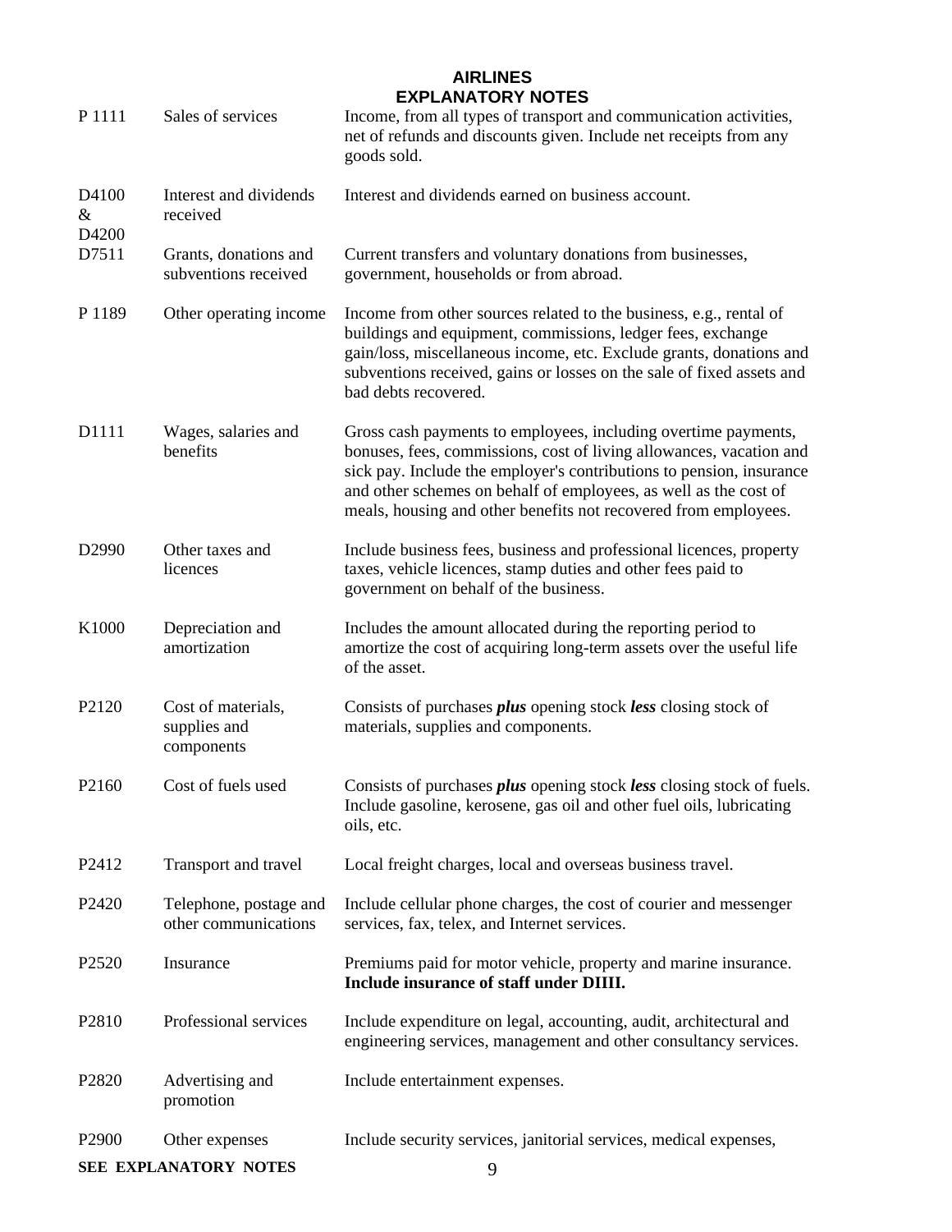# AIRLINES
## EXPLANATORY NOTES

| Code | Item | Explanation |
|---|---|---|
| P 1111 | Sales of services | Income, from all types of transport and communication activities, net of refunds and discounts given. Include net receipts from any goods sold. |
| D4100 & D4200 | Interest and dividends received | Interest and dividends earned on business account. |
| D7511 | Grants, donations and subventions received | Current transfers and voluntary donations from businesses, government, households or from abroad. |
| P 1189 | Other operating income | Income from other sources related to the business, e.g., rental of buildings and equipment, commissions, ledger fees, exchange gain/loss, miscellaneous income, etc. Exclude grants, donations and subventions received, gains or losses on the sale of fixed assets and bad debts recovered. |
| D1111 | Wages, salaries and benefits | Gross cash payments to employees, including overtime payments, bonuses, fees, commissions, cost of living allowances, vacation and sick pay. Include the employer's contributions to pension, insurance and other schemes on behalf of employees, as well as the cost of meals, housing and other benefits not recovered from employees. |
| D2990 | Other taxes and licences | Include business fees, business and professional licences, property taxes, vehicle licences, stamp duties and other fees paid to government on behalf of the business. |
| K1000 | Depreciation and amortization | Includes the amount allocated during the reporting period to amortize the cost of acquiring long-term assets over the useful life of the asset. |
| P2120 | Cost of materials, supplies and components | Consists of purchases ***plus*** opening stock ***less*** closing stock of materials, supplies and components. |
| P2160 | Cost of fuels used | Consists of purchases ***plus*** opening stock ***less*** closing stock of fuels. Include gasoline, kerosene, gas oil and other fuel oils, lubricating oils, etc. |
| P2412 | Transport and travel | Local freight charges, local and overseas business travel. |
| P2420 | Telephone, postage and other communications | Include cellular phone charges, the cost of courier and messenger services, fax, telex, and Internet services. |
| P2520 | Insurance | Premiums paid for motor vehicle, property and marine insurance. **Include insurance of staff under DIIII.** |
| P2810 | Professional services | Include expenditure on legal, accounting, audit, architectural and engineering services, management and other consultancy services. |
| P2820 | Advertising and promotion | Include entertainment expenses. |
| P2900 | Other expenses | Include security services, janitorial services, medical expenses, |

**SEE EXPLANATORY NOTES**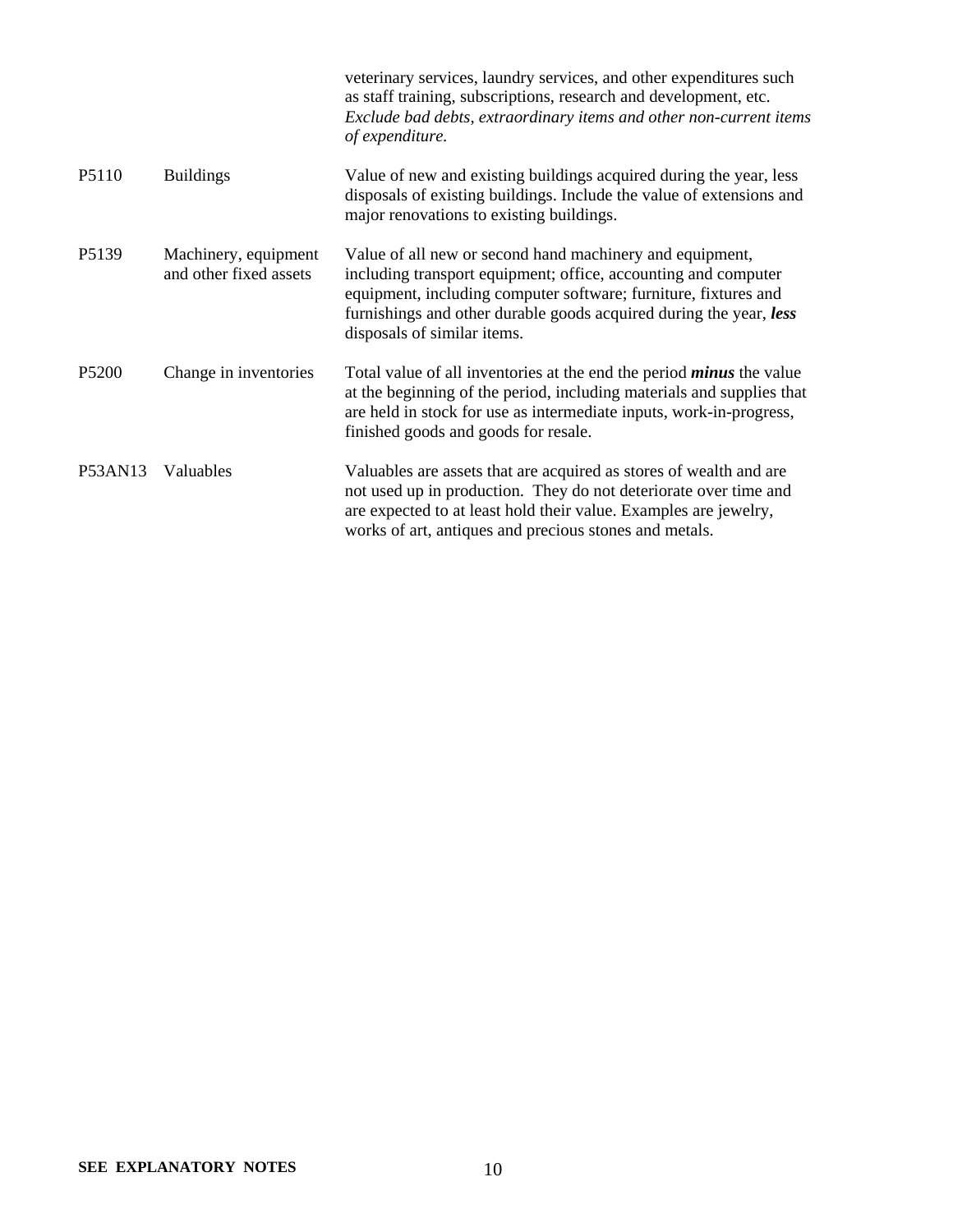| | | |
|---|---|---|
| | | veterinary services, laundry services, and other expenditures such as staff training, subscriptions, research and development, etc. *Exclude bad debts, extraordinary items and other non-current items of expenditure.* |
| P5110 | Buildings | Value of new and existing buildings acquired during the year, less disposals of existing buildings. Include the value of extensions and major renovations to existing buildings. |
| P5139 | Machinery, equipment and other fixed assets | Value of all new or second hand machinery and equipment, including transport equipment; office, accounting and computer equipment, including computer software; furniture, fixtures and furnishings and other durable goods acquired during the year, ***less*** disposals of similar items. |
| P5200 | Change in inventories | Total value of all inventories at the end the period ***minus*** the value at the beginning of the period, including materials and supplies that are held in stock for use as intermediate inputs, work-in-progress, finished goods and goods for resale. |
| P53AN13 | Valuables | Valuables are assets that are acquired as stores of wealth and are not used up in production. They do not deteriorate over time and are expected to at least hold their value. Examples are jewelry, works of art, antiques and precious stones and metals. |

**SEE EXPLANATORY NOTES**